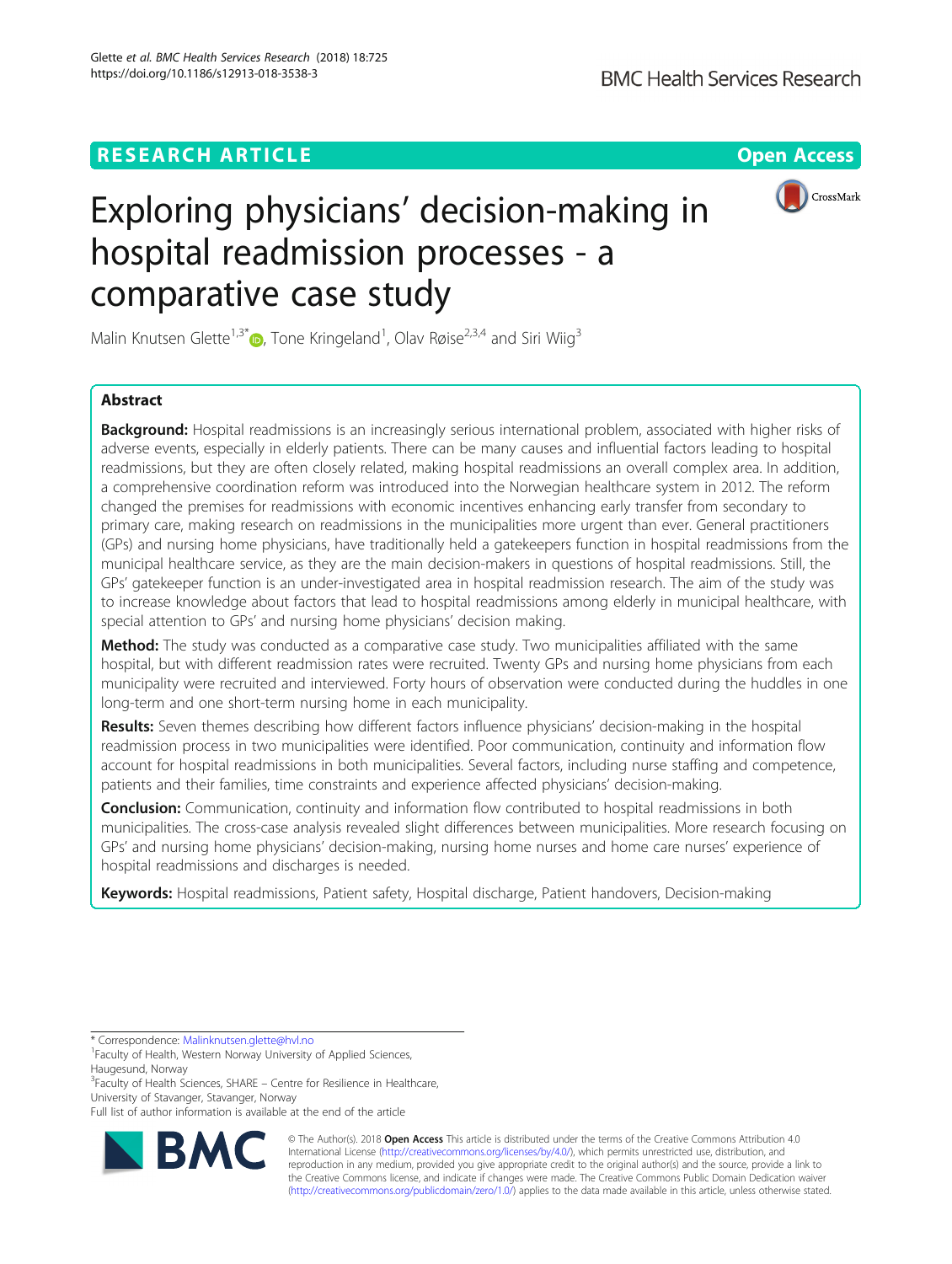RESEARCH ARTICLE

Open Access

# Exploring physicians' decision-making in hospital readmission processes - a comparative case study

Malin Knutsen Glette[1,3*], Tone Kringeland[1], Olav Røise[2,3,4] and Siri Wiig[3]

## Abstract

**Background:** Hospital readmissions is an increasingly serious international problem, associated with higher risks of adverse events, especially in elderly patients. There can be many causes and influential factors leading to hospital readmissions, but they are often closely related, making hospital readmissions an overall complex area. In addition, a comprehensive coordination reform was introduced into the Norwegian healthcare system in 2012. The reform changed the premises for readmissions with economic incentives enhancing early transfer from secondary to primary care, making research on readmissions in the municipalities more urgent than ever. General practitioners (GPs) and nursing home physicians, have traditionally held a gatekeepers function in hospital readmissions from the municipal healthcare service, as they are the main decision-makers in questions of hospital readmissions. Still, the GPs' gatekeeper function is an under-investigated area in hospital readmission research. The aim of the study was to increase knowledge about factors that lead to hospital readmissions among elderly in municipal healthcare, with special attention to GPs' and nursing home physicians' decision making.

**Method:** The study was conducted as a comparative case study. Two municipalities affiliated with the same hospital, but with different readmission rates were recruited. Twenty GPs and nursing home physicians from each municipality were recruited and interviewed. Forty hours of observation were conducted during the huddles in one long-term and one short-term nursing home in each municipality.

**Results:** Seven themes describing how different factors influence physicians' decision-making in the hospital readmission process in two municipalities were identified. Poor communication, continuity and information flow account for hospital readmissions in both municipalities. Several factors, including nurse staffing and competence, patients and their families, time constraints and experience affected physicians' decision-making.

**Conclusion:** Communication, continuity and information flow contributed to hospital readmissions in both municipalities. The cross-case analysis revealed slight differences between municipalities. More research focusing on GPs' and nursing home physicians' decision-making, nursing home nurses and home care nurses' experience of hospital readmissions and discharges is needed.

**Keywords:** Hospital readmissions, Patient safety, Hospital discharge, Patient handovers, Decision-making

---

* Correspondence: Malinknutsen.glette@hvl.no

[1]Faculty of Health, Western Norway University of Applied Sciences, Haugesund, Norway

[3]Faculty of Health Sciences, SHARE – Centre for Resilience in Healthcare, University of Stavanger, Stavanger, Norway

Full list of author information is available at the end of the article

© The Author(s). 2018 **Open Access** This article is distributed under the terms of the Creative Commons Attribution 4.0 International License (http://creativecommons.org/licenses/by/4.0/), which permits unrestricted use, distribution, and reproduction in any medium, provided you give appropriate credit to the original author(s) and the source, provide a link to the Creative Commons license, and indicate if changes were made. The Creative Commons Public Domain Dedication waiver (http://creativecommons.org/publicdomain/zero/1.0/) applies to the data made available in this article, unless otherwise stated.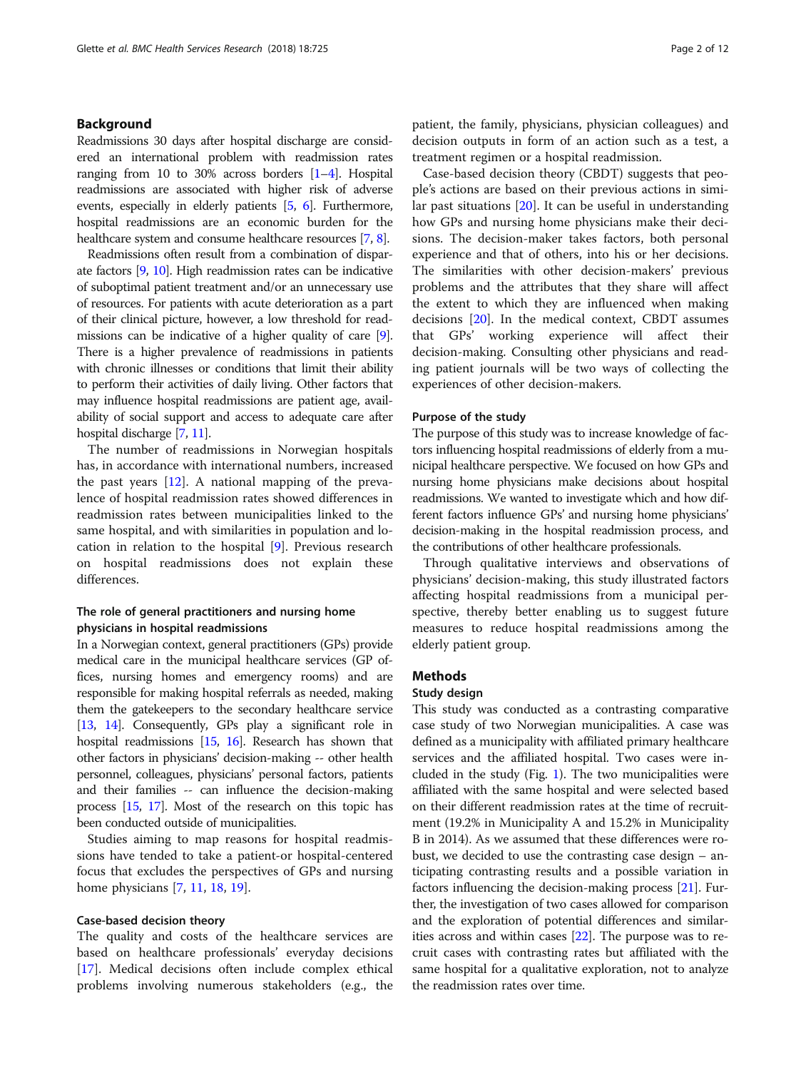## Background

Readmissions 30 days after hospital discharge are considered an international problem with readmission rates ranging from 10 to 30% across borders [1–4]. Hospital readmissions are associated with higher risk of adverse events, especially in elderly patients [5, 6]. Furthermore, hospital readmissions are an economic burden for the healthcare system and consume healthcare resources [7, 8].

Readmissions often result from a combination of disparate factors [9, 10]. High readmission rates can be indicative of suboptimal patient treatment and/or an unnecessary use of resources. For patients with acute deterioration as a part of their clinical picture, however, a low threshold for readmissions can be indicative of a higher quality of care [9]. There is a higher prevalence of readmissions in patients with chronic illnesses or conditions that limit their ability to perform their activities of daily living. Other factors that may influence hospital readmissions are patient age, availability of social support and access to adequate care after hospital discharge [7, 11].

The number of readmissions in Norwegian hospitals has, in accordance with international numbers, increased the past years [12]. A national mapping of the prevalence of hospital readmission rates showed differences in readmission rates between municipalities linked to the same hospital, and with similarities in population and location in relation to the hospital [9]. Previous research on hospital readmissions does not explain these differences.

### The role of general practitioners and nursing home physicians in hospital readmissions

In a Norwegian context, general practitioners (GPs) provide medical care in the municipal healthcare services (GP offices, nursing homes and emergency rooms) and are responsible for making hospital referrals as needed, making them the gatekeepers to the secondary healthcare service [13, 14]. Consequently, GPs play a significant role in hospital readmissions [15, 16]. Research has shown that other factors in physicians' decision-making -- other health personnel, colleagues, physicians' personal factors, patients and their families -- can influence the decision-making process [15, 17]. Most of the research on this topic has been conducted outside of municipalities.

Studies aiming to map reasons for hospital readmissions have tended to take a patient-or hospital-centered focus that excludes the perspectives of GPs and nursing home physicians [7, 11, 18, 19].

### Case-based decision theory

The quality and costs of the healthcare services are based on healthcare professionals' everyday decisions [17]. Medical decisions often include complex ethical problems involving numerous stakeholders (e.g., the patient, the family, physicians, physician colleagues) and decision outputs in form of an action such as a test, a treatment regimen or a hospital readmission.

Case-based decision theory (CBDT) suggests that people's actions are based on their previous actions in similar past situations [20]. It can be useful in understanding how GPs and nursing home physicians make their decisions. The decision-maker takes factors, both personal experience and that of others, into his or her decisions. The similarities with other decision-makers' previous problems and the attributes that they share will affect the extent to which they are influenced when making decisions [20]. In the medical context, CBDT assumes that GPs' working experience will affect their decision-making. Consulting other physicians and reading patient journals will be two ways of collecting the experiences of other decision-makers.

### Purpose of the study

The purpose of this study was to increase knowledge of factors influencing hospital readmissions of elderly from a municipal healthcare perspective. We focused on how GPs and nursing home physicians make decisions about hospital readmissions. We wanted to investigate which and how different factors influence GPs' and nursing home physicians' decision-making in the hospital readmission process, and the contributions of other healthcare professionals.

Through qualitative interviews and observations of physicians' decision-making, this study illustrated factors affecting hospital readmissions from a municipal perspective, thereby better enabling us to suggest future measures to reduce hospital readmissions among the elderly patient group.

## Methods

### Study design

This study was conducted as a contrasting comparative case study of two Norwegian municipalities. A case was defined as a municipality with affiliated primary healthcare services and the affiliated hospital. Two cases were included in the study (Fig. 1). The two municipalities were affiliated with the same hospital and were selected based on their different readmission rates at the time of recruitment (19.2% in Municipality A and 15.2% in Municipality B in 2014). As we assumed that these differences were robust, we decided to use the contrasting case design – anticipating contrasting results and a possible variation in factors influencing the decision-making process [21]. Further, the investigation of two cases allowed for comparison and the exploration of potential differences and similarities across and within cases [22]. The purpose was to recruit cases with contrasting rates but affiliated with the same hospital for a qualitative exploration, not to analyze the readmission rates over time.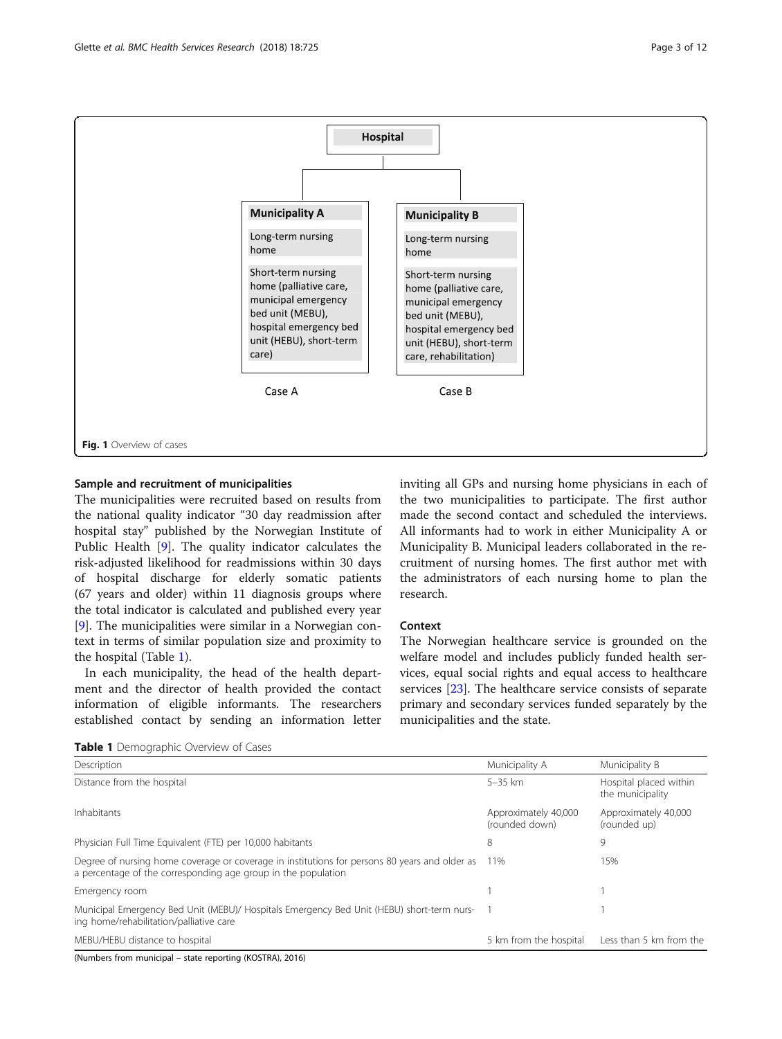Hospital

**Municipality A**

Long-term nursing home

Short-term nursing home (palliative care, municipal emergency bed unit (MEBU), hospital emergency bed unit (HEBU), short-term care)

Case A

**Municipality B**

Long-term nursing home

Short-term nursing home (palliative care, municipal emergency bed unit (MEBU), hospital emergency bed unit (HEBU), short-term care, rehabilitation)

Case B

**Fig. 1** Overview of cases

### Sample and recruitment of municipalities

The municipalities were recruited based on results from the national quality indicator "30 day readmission after hospital stay" published by the Norwegian Institute of Public Health [9]. The quality indicator calculates the risk-adjusted likelihood for readmissions within 30 days of hospital discharge for elderly somatic patients (67 years and older) within 11 diagnosis groups where the total indicator is calculated and published every year [9]. The municipalities were similar in a Norwegian context in terms of similar population size and proximity to the hospital (Table 1).

In each municipality, the head of the health department and the director of health provided the contact information of eligible informants. The researchers established contact by sending an information letter inviting all GPs and nursing home physicians in each of the two municipalities to participate. The first author made the second contact and scheduled the interviews. All informants had to work in either Municipality A or Municipality B. Municipal leaders collaborated in the recruitment of nursing homes. The first author met with the administrators of each nursing home to plan the research.

### Context

The Norwegian healthcare service is grounded on the welfare model and includes publicly funded health services, equal social rights and equal access to healthcare services [23]. The healthcare service consists of separate primary and secondary services funded separately by the municipalities and the state.

**Table 1** Demographic Overview of Cases

| Description | Municipality A | Municipality B |
|---|---|---|
| Distance from the hospital | 5–35 km | Hospital placed within the municipality |
| Inhabitants | Approximately 40,000 (rounded down) | Approximately 40,000 (rounded up) |
| Physician Full Time Equivalent (FTE) per 10,000 habitants | 8 | 9 |
| Degree of nursing home coverage or coverage in institutions for persons 80 years and older as a percentage of the corresponding age group in the population | 11% | 15% |
| Emergency room | 1 | 1 |
| Municipal Emergency Bed Unit (MEBU)/ Hospitals Emergency Bed Unit (HEBU) short-term nursing home/rehabilitation/palliative care | 1 | 1 |
| MEBU/HEBU distance to hospital | 5 km from the hospital | Less than 5 km from the |

(Numbers from municipal – state reporting (KOSTRA), 2016)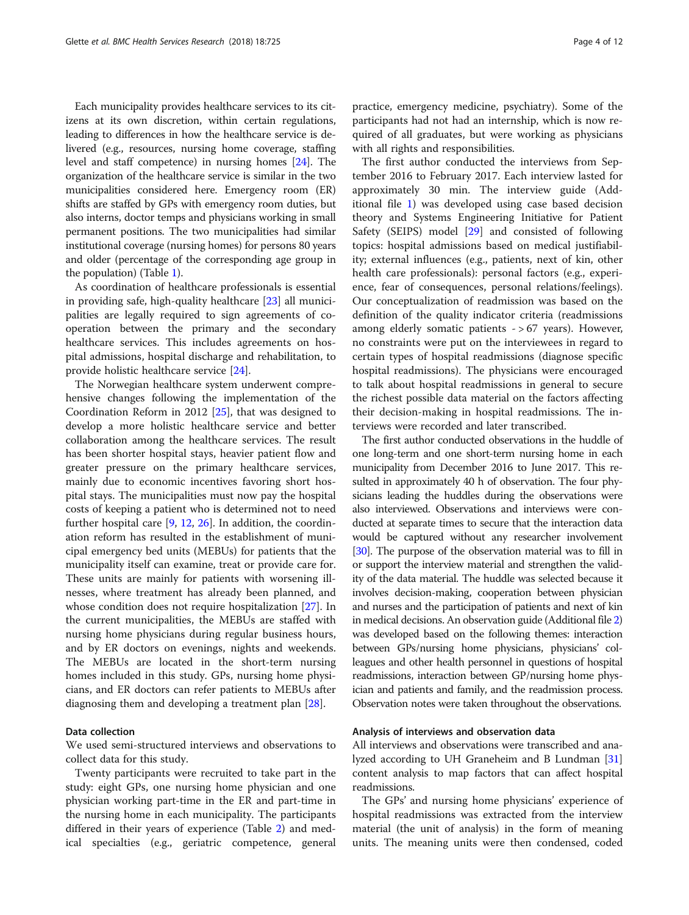Each municipality provides healthcare services to its citizens at its own discretion, within certain regulations, leading to differences in how the healthcare service is delivered (e.g., resources, nursing home coverage, staffing level and staff competence) in nursing homes [24]. The organization of the healthcare service is similar in the two municipalities considered here. Emergency room (ER) shifts are staffed by GPs with emergency room duties, but also interns, doctor temps and physicians working in small permanent positions. The two municipalities had similar institutional coverage (nursing homes) for persons 80 years and older (percentage of the corresponding age group in the population) (Table 1).

As coordination of healthcare professionals is essential in providing safe, high-quality healthcare [23] all municipalities are legally required to sign agreements of cooperation between the primary and the secondary healthcare services. This includes agreements on hospital admissions, hospital discharge and rehabilitation, to provide holistic healthcare service [24].

The Norwegian healthcare system underwent comprehensive changes following the implementation of the Coordination Reform in 2012 [25], that was designed to develop a more holistic healthcare service and better collaboration among the healthcare services. The result has been shorter hospital stays, heavier patient flow and greater pressure on the primary healthcare services, mainly due to economic incentives favoring short hospital stays. The municipalities must now pay the hospital costs of keeping a patient who is determined not to need further hospital care [9, 12, 26]. In addition, the coordination reform has resulted in the establishment of municipal emergency bed units (MEBUs) for patients that the municipality itself can examine, treat or provide care for. These units are mainly for patients with worsening illnesses, where treatment has already been planned, and whose condition does not require hospitalization [27]. In the current municipalities, the MEBUs are staffed with nursing home physicians during regular business hours, and by ER doctors on evenings, nights and weekends. The MEBUs are located in the short-term nursing homes included in this study. GPs, nursing home physicians, and ER doctors can refer patients to MEBUs after diagnosing them and developing a treatment plan [28].

### Data collection

We used semi-structured interviews and observations to collect data for this study.

Twenty participants were recruited to take part in the study: eight GPs, one nursing home physician and one physician working part-time in the ER and part-time in the nursing home in each municipality. The participants differed in their years of experience (Table 2) and medical specialties (e.g., geriatric competence, general practice, emergency medicine, psychiatry). Some of the participants had not had an internship, which is now required of all graduates, but were working as physicians with all rights and responsibilities.

The first author conducted the interviews from September 2016 to February 2017. Each interview lasted for approximately 30 min. The interview guide (Additional file 1) was developed using case based decision theory and Systems Engineering Initiative for Patient Safety (SEIPS) model [29] and consisted of following topics: hospital admissions based on medical justifiability; external influences (e.g., patients, next of kin, other health care professionals): personal factors (e.g., experience, fear of consequences, personal relations/feelings). Our conceptualization of readmission was based on the definition of the quality indicator criteria (readmissions among elderly somatic patients - > 67 years). However, no constraints were put on the interviewees in regard to certain types of hospital readmissions (diagnose specific hospital readmissions). The physicians were encouraged to talk about hospital readmissions in general to secure the richest possible data material on the factors affecting their decision-making in hospital readmissions. The interviews were recorded and later transcribed.

The first author conducted observations in the huddle of one long-term and one short-term nursing home in each municipality from December 2016 to June 2017. This resulted in approximately 40 h of observation. The four physicians leading the huddles during the observations were also interviewed. Observations and interviews were conducted at separate times to secure that the interaction data would be captured without any researcher involvement [30]. The purpose of the observation material was to fill in or support the interview material and strengthen the validity of the data material. The huddle was selected because it involves decision-making, cooperation between physician and nurses and the participation of patients and next of kin in medical decisions. An observation guide (Additional file 2) was developed based on the following themes: interaction between GPs/nursing home physicians, physicians' colleagues and other health personnel in questions of hospital readmissions, interaction between GP/nursing home physician and patients and family, and the readmission process. Observation notes were taken throughout the observations.

### Analysis of interviews and observation data

All interviews and observations were transcribed and analyzed according to UH Graneheim and B Lundman [31] content analysis to map factors that can affect hospital readmissions.

The GPs' and nursing home physicians' experience of hospital readmissions was extracted from the interview material (the unit of analysis) in the form of meaning units. The meaning units were then condensed, coded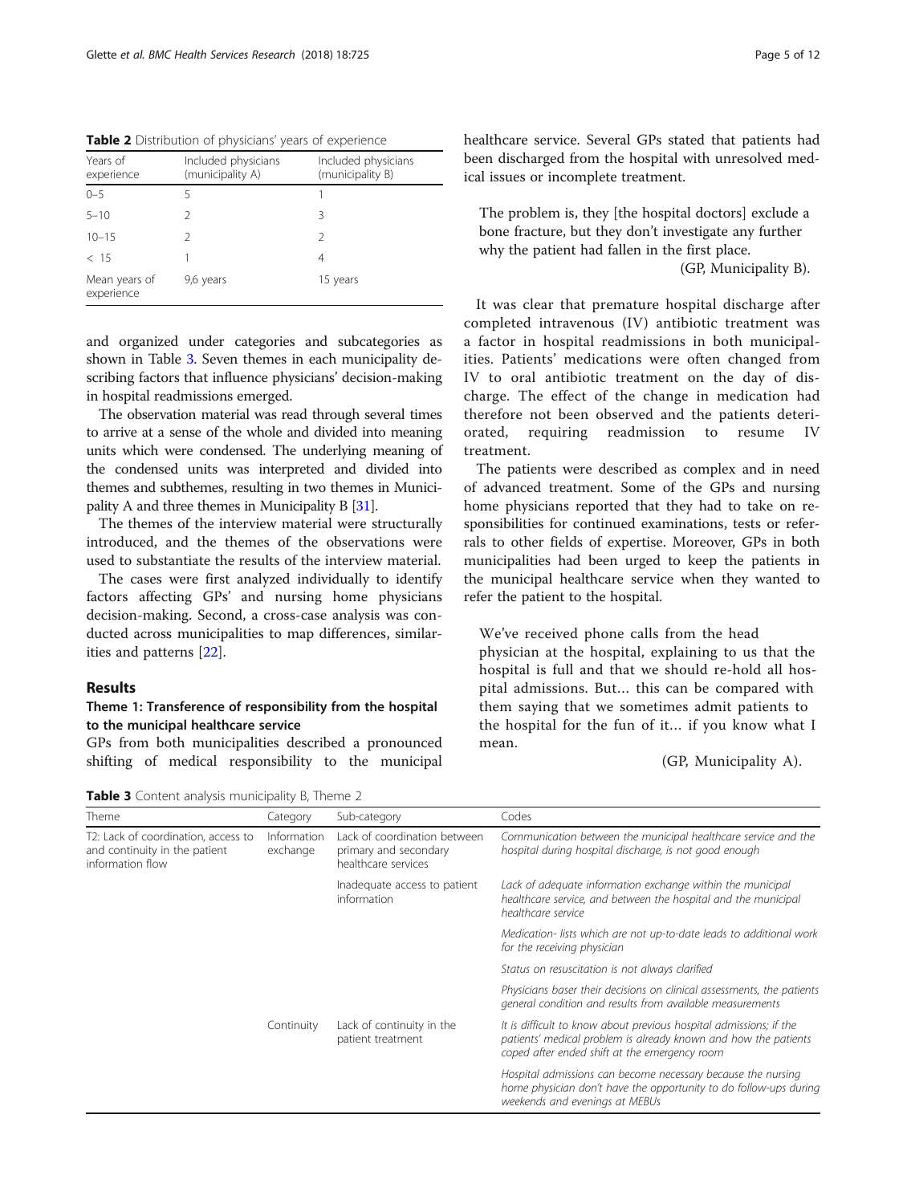**Table 2** Distribution of physicians' years of experience

| Years of experience | Included physicians (municipality A) | Included physicians (municipality B) |
|---|---|---|
| 0–5 | 5 | 1 |
| 5–10 | 2 | 3 |
| 10–15 | 2 | 2 |
| < 15 | 1 | 4 |
| Mean years of experience | 9,6 years | 15 years |

and organized under categories and subcategories as shown in Table 3. Seven themes in each municipality describing factors that influence physicians' decision-making in hospital readmissions emerged.

The observation material was read through several times to arrive at a sense of the whole and divided into meaning units which were condensed. The underlying meaning of the condensed units was interpreted and divided into themes and subthemes, resulting in two themes in Municipality A and three themes in Municipality B [31].

The themes of the interview material were structurally introduced, and the themes of the observations were used to substantiate the results of the interview material.

The cases were first analyzed individually to identify factors affecting GPs' and nursing home physicians decision-making. Second, a cross-case analysis was conducted across municipalities to map differences, similarities and patterns [22].

## Results

### Theme 1: Transference of responsibility from the hospital to the municipal healthcare service

GPs from both municipalities described a pronounced shifting of medical responsibility to the municipal healthcare service. Several GPs stated that patients had been discharged from the hospital with unresolved medical issues or incomplete treatment.

> The problem is, they [the hospital doctors] exclude a bone fracture, but they don't investigate any further why the patient had fallen in the first place.
>
> (GP, Municipality B).

It was clear that premature hospital discharge after completed intravenous (IV) antibiotic treatment was a factor in hospital readmissions in both municipalities. Patients' medications were often changed from IV to oral antibiotic treatment on the day of discharge. The effect of the change in medication had therefore not been observed and the patients deteriorated, requiring readmission to resume IV treatment.

The patients were described as complex and in need of advanced treatment. Some of the GPs and nursing home physicians reported that they had to take on responsibilities for continued examinations, tests or referrals to other fields of expertise. Moreover, GPs in both municipalities had been urged to keep the patients in the municipal healthcare service when they wanted to refer the patient to the hospital.

> We've received phone calls from the head physician at the hospital, explaining to us that the hospital is full and that we should re-hold all hospital admissions. But… this can be compared with them saying that we sometimes admit patients to the hospital for the fun of it… if you know what I mean.
>
> (GP, Municipality A).

**Table 3** Content analysis municipality B, Theme 2

| Theme | Category | Sub-category | Codes |
|---|---|---|---|
| T2: Lack of coordination, access to and continuity in the patient information flow | Information exchange | Lack of coordination between primary and secondary healthcare services | *Communication between the municipal healthcare service and the hospital during hospital discharge, is not good enough* |
| | | Inadequate access to patient information | *Lack of adequate information exchange within the municipal healthcare service, and between the hospital and the municipal healthcare service* |
| | | | *Medication- lists which are not up-to-date leads to additional work for the receiving physician* |
| | | | *Status on resuscitation is not always clarified* |
| | | | *Physicians baser their decisions on clinical assessments, the patients general condition and results from available measurements* |
| | Continuity | Lack of continuity in the patient treatment | *It is difficult to know about previous hospital admissions; if the patients' medical problem is already known and how the patients coped after ended shift at the emergency room* |
| | | | *Hospital admissions can become necessary because the nursing home physician don't have the opportunity to do follow-ups during weekends and evenings at MEBUs* |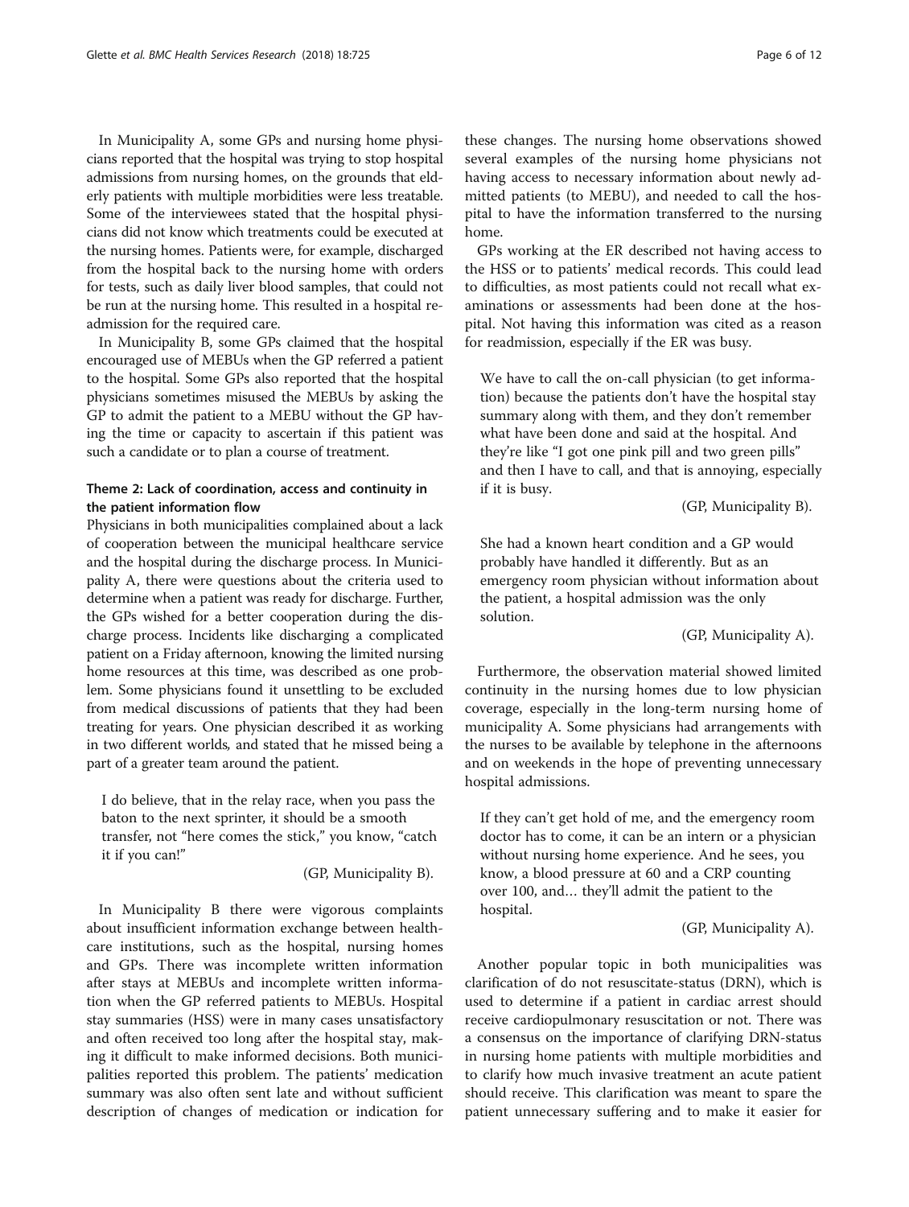In Municipality A, some GPs and nursing home physicians reported that the hospital was trying to stop hospital admissions from nursing homes, on the grounds that elderly patients with multiple morbidities were less treatable. Some of the interviewees stated that the hospital physicians did not know which treatments could be executed at the nursing homes. Patients were, for example, discharged from the hospital back to the nursing home with orders for tests, such as daily liver blood samples, that could not be run at the nursing home. This resulted in a hospital readmission for the required care.

In Municipality B, some GPs claimed that the hospital encouraged use of MEBUs when the GP referred a patient to the hospital. Some GPs also reported that the hospital physicians sometimes misused the MEBUs by asking the GP to admit the patient to a MEBU without the GP having the time or capacity to ascertain if this patient was such a candidate or to plan a course of treatment.

### Theme 2: Lack of coordination, access and continuity in the patient information flow

Physicians in both municipalities complained about a lack of cooperation between the municipal healthcare service and the hospital during the discharge process. In Municipality A, there were questions about the criteria used to determine when a patient was ready for discharge. Further, the GPs wished for a better cooperation during the discharge process. Incidents like discharging a complicated patient on a Friday afternoon, knowing the limited nursing home resources at this time, was described as one problem. Some physicians found it unsettling to be excluded from medical discussions of patients that they had been treating for years. One physician described it as working in two different worlds, and stated that he missed being a part of a greater team around the patient.

> I do believe, that in the relay race, when you pass the baton to the next sprinter, it should be a smooth transfer, not "here comes the stick," you know, "catch it if you can!"
>
> (GP, Municipality B).

In Municipality B there were vigorous complaints about insufficient information exchange between healthcare institutions, such as the hospital, nursing homes and GPs. There was incomplete written information after stays at MEBUs and incomplete written information when the GP referred patients to MEBUs. Hospital stay summaries (HSS) were in many cases unsatisfactory and often received too long after the hospital stay, making it difficult to make informed decisions. Both municipalities reported this problem. The patients' medication summary was also often sent late and without sufficient description of changes of medication or indication for these changes. The nursing home observations showed several examples of the nursing home physicians not having access to necessary information about newly admitted patients (to MEBU), and needed to call the hospital to have the information transferred to the nursing home.

GPs working at the ER described not having access to the HSS or to patients' medical records. This could lead to difficulties, as most patients could not recall what examinations or assessments had been done at the hospital. Not having this information was cited as a reason for readmission, especially if the ER was busy.

> We have to call the on-call physician (to get information) because the patients don't have the hospital stay summary along with them, and they don't remember what have been done and said at the hospital. And they're like "I got one pink pill and two green pills" and then I have to call, and that is annoying, especially if it is busy.
>
> (GP, Municipality B).

> She had a known heart condition and a GP would probably have handled it differently. But as an emergency room physician without information about the patient, a hospital admission was the only solution.
>
> (GP, Municipality A).

Furthermore, the observation material showed limited continuity in the nursing homes due to low physician coverage, especially in the long-term nursing home of municipality A. Some physicians had arrangements with the nurses to be available by telephone in the afternoons and on weekends in the hope of preventing unnecessary hospital admissions.

> If they can't get hold of me, and the emergency room doctor has to come, it can be an intern or a physician without nursing home experience. And he sees, you know, a blood pressure at 60 and a CRP counting over 100, and… they'll admit the patient to the hospital.
>
> (GP, Municipality A).

Another popular topic in both municipalities was clarification of do not resuscitate-status (DRN), which is used to determine if a patient in cardiac arrest should receive cardiopulmonary resuscitation or not. There was a consensus on the importance of clarifying DRN-status in nursing home patients with multiple morbidities and to clarify how much invasive treatment an acute patient should receive. This clarification was meant to spare the patient unnecessary suffering and to make it easier for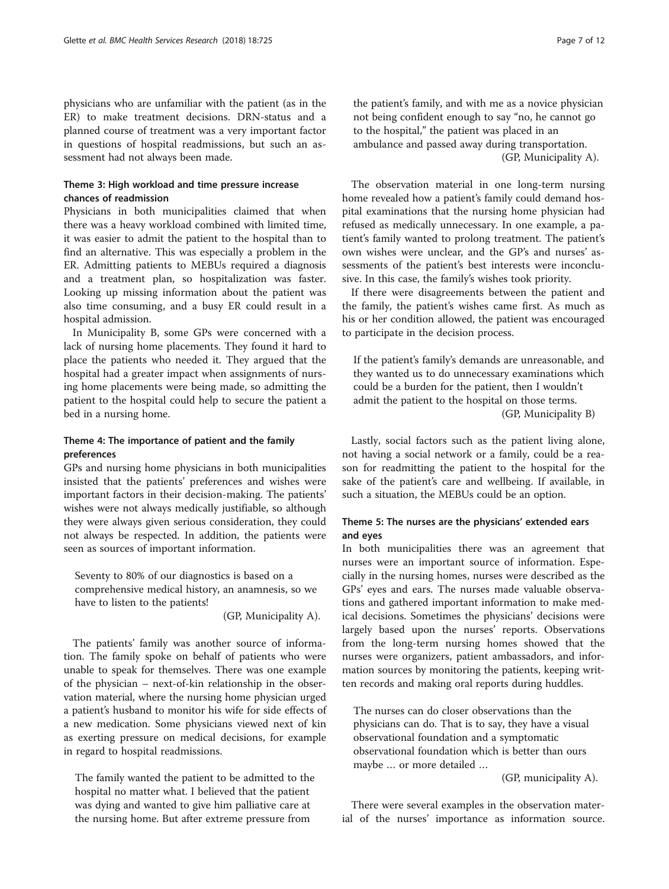physicians who are unfamiliar with the patient (as in the ER) to make treatment decisions. DRN-status and a planned course of treatment was a very important factor in questions of hospital readmissions, but such an assessment had not always been made.

### Theme 3: High workload and time pressure increase chances of readmission

Physicians in both municipalities claimed that when there was a heavy workload combined with limited time, it was easier to admit the patient to the hospital than to find an alternative. This was especially a problem in the ER. Admitting patients to MEBUs required a diagnosis and a treatment plan, so hospitalization was faster. Looking up missing information about the patient was also time consuming, and a busy ER could result in a hospital admission.

In Municipality B, some GPs were concerned with a lack of nursing home placements. They found it hard to place the patients who needed it. They argued that the hospital had a greater impact when assignments of nursing home placements were being made, so admitting the patient to the hospital could help to secure the patient a bed in a nursing home.

### Theme 4: The importance of patient and the family preferences

GPs and nursing home physicians in both municipalities insisted that the patients' preferences and wishes were important factors in their decision-making. The patients' wishes were not always medically justifiable, so although they were always given serious consideration, they could not always be respected. In addition, the patients were seen as sources of important information.

> Seventy to 80% of our diagnostics is based on a comprehensive medical history, an anamnesis, so we have to listen to the patients!
>
> (GP, Municipality A).

The patients' family was another source of information. The family spoke on behalf of patients who were unable to speak for themselves. There was one example of the physician – next-of-kin relationship in the observation material, where the nursing home physician urged a patient's husband to monitor his wife for side effects of a new medication. Some physicians viewed next of kin as exerting pressure on medical decisions, for example in regard to hospital readmissions.

> The family wanted the patient to be admitted to the hospital no matter what. I believed that the patient was dying and wanted to give him palliative care at the nursing home. But after extreme pressure from the patient's family, and with me as a novice physician not being confident enough to say "no, he cannot go to the hospital," the patient was placed in an ambulance and passed away during transportation.
>
> (GP, Municipality A).

The observation material in one long-term nursing home revealed how a patient's family could demand hospital examinations that the nursing home physician had refused as medically unnecessary. In one example, a patient's family wanted to prolong treatment. The patient's own wishes were unclear, and the GP's and nurses' assessments of the patient's best interests were inconclusive. In this case, the family's wishes took priority.

If there were disagreements between the patient and the family, the patient's wishes came first. As much as his or her condition allowed, the patient was encouraged to participate in the decision process.

> If the patient's family's demands are unreasonable, and they wanted us to do unnecessary examinations which could be a burden for the patient, then I wouldn't admit the patient to the hospital on those terms.
>
> (GP, Municipality B)

Lastly, social factors such as the patient living alone, not having a social network or a family, could be a reason for readmitting the patient to the hospital for the sake of the patient's care and wellbeing. If available, in such a situation, the MEBUs could be an option.

### Theme 5: The nurses are the physicians' extended ears and eyes

In both municipalities there was an agreement that nurses were an important source of information. Especially in the nursing homes, nurses were described as the GPs' eyes and ears. The nurses made valuable observations and gathered important information to make medical decisions. Sometimes the physicians' decisions were largely based upon the nurses' reports. Observations from the long-term nursing homes showed that the nurses were organizers, patient ambassadors, and information sources by monitoring the patients, keeping written records and making oral reports during huddles.

> The nurses can do closer observations than the physicians can do. That is to say, they have a visual observational foundation and a symptomatic observational foundation which is better than ours maybe … or more detailed …
>
> (GP, municipality A).

There were several examples in the observation material of the nurses' importance as information source.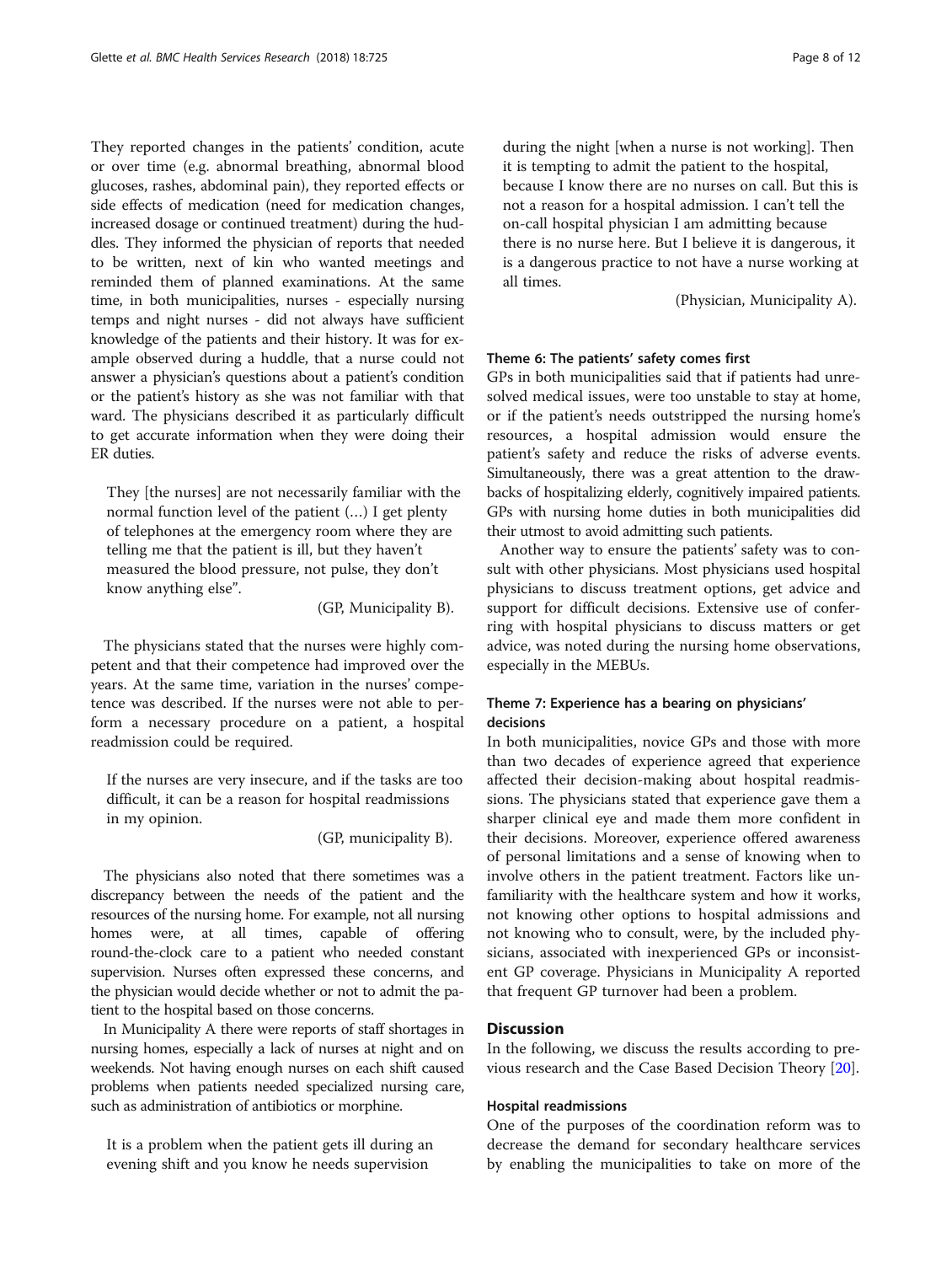They reported changes in the patients' condition, acute or over time (e.g. abnormal breathing, abnormal blood glucoses, rashes, abdominal pain), they reported effects or side effects of medication (need for medication changes, increased dosage or continued treatment) during the huddles. They informed the physician of reports that needed to be written, next of kin who wanted meetings and reminded them of planned examinations. At the same time, in both municipalities, nurses - especially nursing temps and night nurses - did not always have sufficient knowledge of the patients and their history. It was for example observed during a huddle, that a nurse could not answer a physician's questions about a patient's condition or the patient's history as she was not familiar with that ward. The physicians described it as particularly difficult to get accurate information when they were doing their ER duties.

> They [the nurses] are not necessarily familiar with the normal function level of the patient (…) I get plenty of telephones at the emergency room where they are telling me that the patient is ill, but they haven't measured the blood pressure, not pulse, they don't know anything else".
>
> (GP, Municipality B).

The physicians stated that the nurses were highly competent and that their competence had improved over the years. At the same time, variation in the nurses' competence was described. If the nurses were not able to perform a necessary procedure on a patient, a hospital readmission could be required.

> If the nurses are very insecure, and if the tasks are too difficult, it can be a reason for hospital readmissions in my opinion.
>
> (GP, municipality B).

The physicians also noted that there sometimes was a discrepancy between the needs of the patient and the resources of the nursing home. For example, not all nursing homes were, at all times, capable of offering round-the-clock care to a patient who needed constant supervision. Nurses often expressed these concerns, and the physician would decide whether or not to admit the patient to the hospital based on those concerns.

In Municipality A there were reports of staff shortages in nursing homes, especially a lack of nurses at night and on weekends. Not having enough nurses on each shift caused problems when patients needed specialized nursing care, such as administration of antibiotics or morphine.

> It is a problem when the patient gets ill during an evening shift and you know he needs supervision during the night [when a nurse is not working]. Then it is tempting to admit the patient to the hospital, because I know there are no nurses on call. But this is not a reason for a hospital admission. I can't tell the on-call hospital physician I am admitting because there is no nurse here. But I believe it is dangerous, it is a dangerous practice to not have a nurse working at all times.
>
> (Physician, Municipality A).

#### Theme 6: The patients' safety comes first

GPs in both municipalities said that if patients had unresolved medical issues, were too unstable to stay at home, or if the patient's needs outstripped the nursing home's resources, a hospital admission would ensure the patient's safety and reduce the risks of adverse events. Simultaneously, there was a great attention to the drawbacks of hospitalizing elderly, cognitively impaired patients. GPs with nursing home duties in both municipalities did their utmost to avoid admitting such patients.

Another way to ensure the patients' safety was to consult with other physicians. Most physicians used hospital physicians to discuss treatment options, get advice and support for difficult decisions. Extensive use of conferring with hospital physicians to discuss matters or get advice, was noted during the nursing home observations, especially in the MEBUs.

#### Theme 7: Experience has a bearing on physicians' decisions

In both municipalities, novice GPs and those with more than two decades of experience agreed that experience affected their decision-making about hospital readmissions. The physicians stated that experience gave them a sharper clinical eye and made them more confident in their decisions. Moreover, experience offered awareness of personal limitations and a sense of knowing when to involve others in the patient treatment. Factors like unfamiliarity with the healthcare system and how it works, not knowing other options to hospital admissions and not knowing who to consult, were, by the included physicians, associated with inexperienced GPs or inconsistent GP coverage. Physicians in Municipality A reported that frequent GP turnover had been a problem.

## Discussion

In the following, we discuss the results according to previous research and the Case Based Decision Theory [20].

### Hospital readmissions

One of the purposes of the coordination reform was to decrease the demand for secondary healthcare services by enabling the municipalities to take on more of the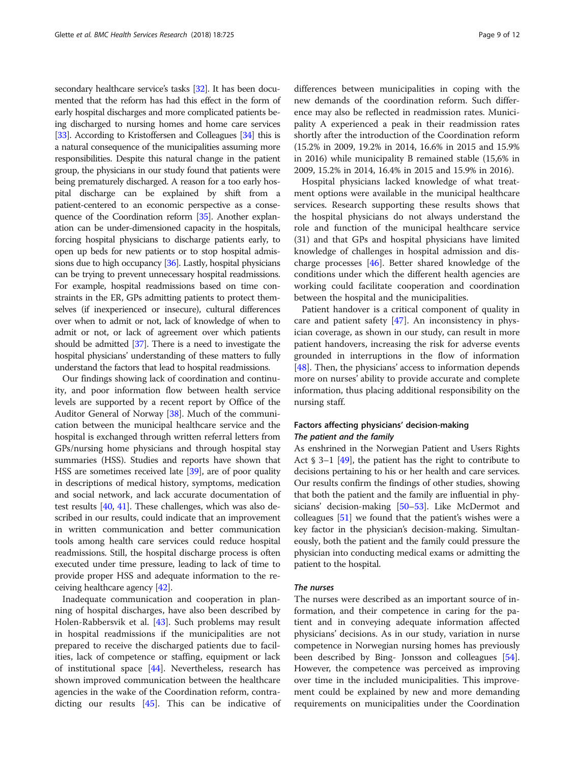secondary healthcare service's tasks [32]. It has been documented that the reform has had this effect in the form of early hospital discharges and more complicated patients being discharged to nursing homes and home care services [33]. According to Kristoffersen and Colleagues [34] this is a natural consequence of the municipalities assuming more responsibilities. Despite this natural change in the patient group, the physicians in our study found that patients were being prematurely discharged. A reason for a too early hospital discharge can be explained by shift from a patient-centered to an economic perspective as a consequence of the Coordination reform [35]. Another explanation can be under-dimensioned capacity in the hospitals, forcing hospital physicians to discharge patients early, to open up beds for new patients or to stop hospital admissions due to high occupancy [36]. Lastly, hospital physicians can be trying to prevent unnecessary hospital readmissions. For example, hospital readmissions based on time constraints in the ER, GPs admitting patients to protect themselves (if inexperienced or insecure), cultural differences over when to admit or not, lack of knowledge of when to admit or not, or lack of agreement over which patients should be admitted [37]. There is a need to investigate the hospital physicians' understanding of these matters to fully understand the factors that lead to hospital readmissions.

Our findings showing lack of coordination and continuity, and poor information flow between health service levels are supported by a recent report by Office of the Auditor General of Norway [38]. Much of the communication between the municipal healthcare service and the hospital is exchanged through written referral letters from GPs/nursing home physicians and through hospital stay summaries (HSS). Studies and reports have shown that HSS are sometimes received late [39], are of poor quality in descriptions of medical history, symptoms, medication and social network, and lack accurate documentation of test results [40, 41]. These challenges, which was also described in our results, could indicate that an improvement in written communication and better communication tools among health care services could reduce hospital readmissions. Still, the hospital discharge process is often executed under time pressure, leading to lack of time to provide proper HSS and adequate information to the receiving healthcare agency [42].

Inadequate communication and cooperation in planning of hospital discharges, have also been described by Holen-Rabbersvik et al. [43]. Such problems may result in hospital readmissions if the municipalities are not prepared to receive the discharged patients due to facilities, lack of competence or staffing, equipment or lack of institutional space [44]. Nevertheless, research has shown improved communication between the healthcare agencies in the wake of the Coordination reform, contradicting our results [45]. This can be indicative of differences between municipalities in coping with the new demands of the coordination reform. Such difference may also be reflected in readmission rates. Municipality A experienced a peak in their readmission rates shortly after the introduction of the Coordination reform (15.2% in 2009, 19.2% in 2014, 16.6% in 2015 and 15.9% in 2016) while municipality B remained stable (15,6% in 2009, 15.2% in 2014, 16.4% in 2015 and 15.9% in 2016).

Hospital physicians lacked knowledge of what treatment options were available in the municipal healthcare services. Research supporting these results shows that the hospital physicians do not always understand the role and function of the municipal healthcare service (31) and that GPs and hospital physicians have limited knowledge of challenges in hospital admission and discharge processes [46]. Better shared knowledge of the conditions under which the different health agencies are working could facilitate cooperation and coordination between the hospital and the municipalities.

Patient handover is a critical component of quality in care and patient safety [47]. An inconsistency in physician coverage, as shown in our study, can result in more patient handovers, increasing the risk for adverse events grounded in interruptions in the flow of information [48]. Then, the physicians' access to information depends more on nurses' ability to provide accurate and complete information, thus placing additional responsibility on the nursing staff.

### Factors affecting physicians' decision-making

#### *The patient and the family*

As enshrined in the Norwegian Patient and Users Rights Act § 3–1 [49], the patient has the right to contribute to decisions pertaining to his or her health and care services. Our results confirm the findings of other studies, showing that both the patient and the family are influential in physicians' decision-making [50–53]. Like McDermot and colleagues [51] we found that the patient's wishes were a key factor in the physician's decision-making. Simultaneously, both the patient and the family could pressure the physician into conducting medical exams or admitting the patient to the hospital.

#### *The nurses*

The nurses were described as an important source of information, and their competence in caring for the patient and in conveying adequate information affected physicians' decisions. As in our study, variation in nurse competence in Norwegian nursing homes has previously been described by Bing- Jonsson and colleagues [54]. However, the competence was perceived as improving over time in the included municipalities. This improvement could be explained by new and more demanding requirements on municipalities under the Coordination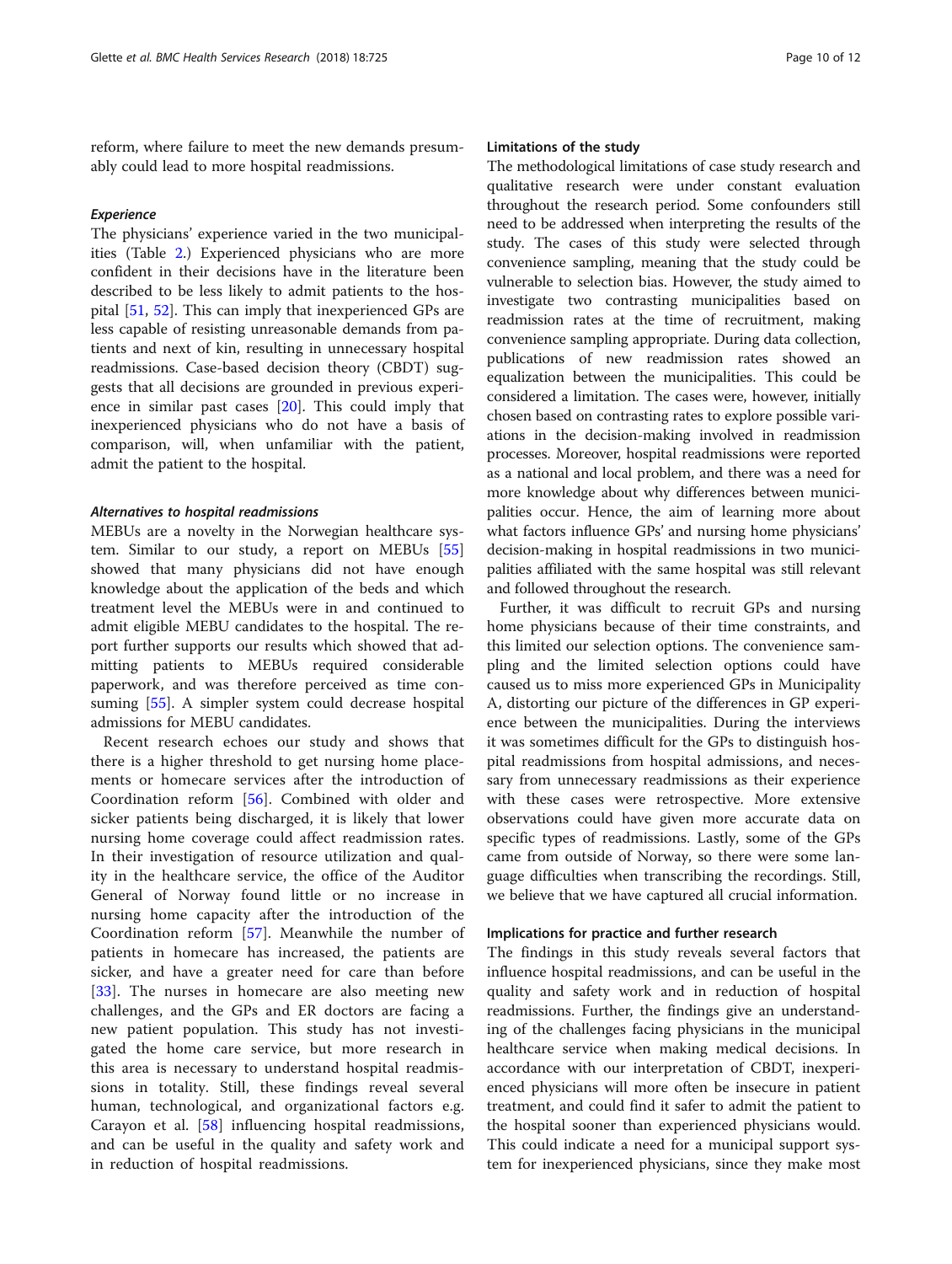reform, where failure to meet the new demands presumably could lead to more hospital readmissions.

#### *Experience*

The physicians' experience varied in the two municipalities (Table 2.) Experienced physicians who are more confident in their decisions have in the literature been described to be less likely to admit patients to the hospital [51, 52]. This can imply that inexperienced GPs are less capable of resisting unreasonable demands from patients and next of kin, resulting in unnecessary hospital readmissions. Case-based decision theory (CBDT) suggests that all decisions are grounded in previous experience in similar past cases [20]. This could imply that inexperienced physicians who do not have a basis of comparison, will, when unfamiliar with the patient, admit the patient to the hospital.

#### *Alternatives to hospital readmissions*

MEBUs are a novelty in the Norwegian healthcare system. Similar to our study, a report on MEBUs [55] showed that many physicians did not have enough knowledge about the application of the beds and which treatment level the MEBUs were in and continued to admit eligible MEBU candidates to the hospital. The report further supports our results which showed that admitting patients to MEBUs required considerable paperwork, and was therefore perceived as time consuming [55]. A simpler system could decrease hospital admissions for MEBU candidates.

Recent research echoes our study and shows that there is a higher threshold to get nursing home placements or homecare services after the introduction of Coordination reform [56]. Combined with older and sicker patients being discharged, it is likely that lower nursing home coverage could affect readmission rates. In their investigation of resource utilization and quality in the healthcare service, the office of the Auditor General of Norway found little or no increase in nursing home capacity after the introduction of the Coordination reform [57]. Meanwhile the number of patients in homecare has increased, the patients are sicker, and have a greater need for care than before [33]. The nurses in homecare are also meeting new challenges, and the GPs and ER doctors are facing a new patient population. This study has not investigated the home care service, but more research in this area is necessary to understand hospital readmissions in totality. Still, these findings reveal several human, technological, and organizational factors e.g. Carayon et al. [58] influencing hospital readmissions, and can be useful in the quality and safety work and in reduction of hospital readmissions.

### Limitations of the study

The methodological limitations of case study research and qualitative research were under constant evaluation throughout the research period. Some confounders still need to be addressed when interpreting the results of the study. The cases of this study were selected through convenience sampling, meaning that the study could be vulnerable to selection bias. However, the study aimed to investigate two contrasting municipalities based on readmission rates at the time of recruitment, making convenience sampling appropriate. During data collection, publications of new readmission rates showed an equalization between the municipalities. This could be considered a limitation. The cases were, however, initially chosen based on contrasting rates to explore possible variations in the decision-making involved in readmission processes. Moreover, hospital readmissions were reported as a national and local problem, and there was a need for more knowledge about why differences between municipalities occur. Hence, the aim of learning more about what factors influence GPs' and nursing home physicians' decision-making in hospital readmissions in two municipalities affiliated with the same hospital was still relevant and followed throughout the research.

Further, it was difficult to recruit GPs and nursing home physicians because of their time constraints, and this limited our selection options. The convenience sampling and the limited selection options could have caused us to miss more experienced GPs in Municipality A, distorting our picture of the differences in GP experience between the municipalities. During the interviews it was sometimes difficult for the GPs to distinguish hospital readmissions from hospital admissions, and necessary from unnecessary readmissions as their experience with these cases were retrospective. More extensive observations could have given more accurate data on specific types of readmissions. Lastly, some of the GPs came from outside of Norway, so there were some language difficulties when transcribing the recordings. Still, we believe that we have captured all crucial information.

### Implications for practice and further research

The findings in this study reveals several factors that influence hospital readmissions, and can be useful in the quality and safety work and in reduction of hospital readmissions. Further, the findings give an understanding of the challenges facing physicians in the municipal healthcare service when making medical decisions. In accordance with our interpretation of CBDT, inexperienced physicians will more often be insecure in patient treatment, and could find it safer to admit the patient to the hospital sooner than experienced physicians would. This could indicate a need for a municipal support system for inexperienced physicians, since they make most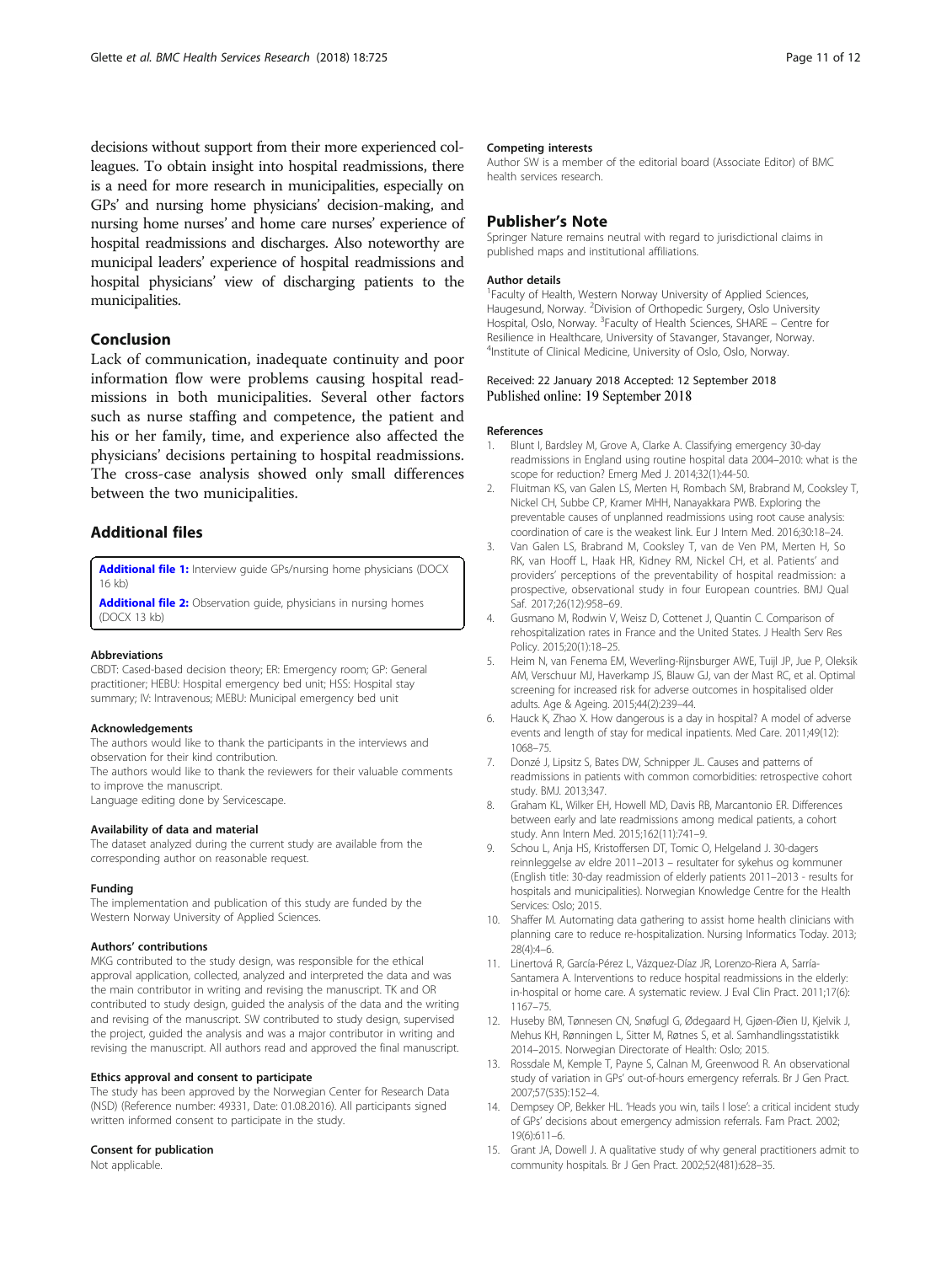decisions without support from their more experienced colleagues. To obtain insight into hospital readmissions, there is a need for more research in municipalities, especially on GPs' and nursing home physicians' decision-making, and nursing home nurses' and home care nurses' experience of hospital readmissions and discharges. Also noteworthy are municipal leaders' experience of hospital readmissions and hospital physicians' view of discharging patients to the municipalities.

## Conclusion

Lack of communication, inadequate continuity and poor information flow were problems causing hospital readmissions in both municipalities. Several other factors such as nurse staffing and competence, the patient and his or her family, time, and experience also affected the physicians' decisions pertaining to hospital readmissions. The cross-case analysis showed only small differences between the two municipalities.

## Additional files

**Additional file 1:** Interview guide GPs/nursing home physicians (DOCX 16 kb)

**Additional file 2:** Observation guide, physicians in nursing homes (DOCX 13 kb)

#### Abbreviations

CBDT: Cased-based decision theory; ER: Emergency room; GP: General practitioner; HEBU: Hospital emergency bed unit; HSS: Hospital stay summary; IV: Intravenous; MEBU: Municipal emergency bed unit

#### Acknowledgements

The authors would like to thank the participants in the interviews and observation for their kind contribution.
The authors would like to thank the reviewers for their valuable comments to improve the manuscript.
Language editing done by Servicescape.

#### Availability of data and material

The dataset analyzed during the current study are available from the corresponding author on reasonable request.

#### Funding

The implementation and publication of this study are funded by the Western Norway University of Applied Sciences.

#### Authors' contributions

MKG contributed to the study design, was responsible for the ethical approval application, collected, analyzed and interpreted the data and was the main contributor in writing and revising the manuscript. TK and OR contributed to study design, guided the analysis of the data and the writing and revising of the manuscript. SW contributed to study design, supervised the project, guided the analysis and was a major contributor in writing and revising the manuscript. All authors read and approved the final manuscript.

#### Ethics approval and consent to participate

The study has been approved by the Norwegian Center for Research Data (NSD) (Reference number: 49331, Date: 01.08.2016). All participants signed written informed consent to participate in the study.

#### Consent for publication

Not applicable.

#### Competing interests

Author SW is a member of the editorial board (Associate Editor) of BMC health services research.

## Publisher's Note

Springer Nature remains neutral with regard to jurisdictional claims in published maps and institutional affiliations.

#### Author details

[1]Faculty of Health, Western Norway University of Applied Sciences, Haugesund, Norway. [2]Division of Orthopedic Surgery, Oslo University Hospital, Oslo, Norway. [3]Faculty of Health Sciences, SHARE – Centre for Resilience in Healthcare, University of Stavanger, Stavanger, Norway. [4]Institute of Clinical Medicine, University of Oslo, Oslo, Norway.

Received: 22 January 2018 Accepted: 12 September 2018
Published online: 19 September 2018

#### References

1. Blunt I, Bardsley M, Grove A, Clarke A. Classifying emergency 30-day readmissions in England using routine hospital data 2004–2010: what is the scope for reduction? Emerg Med J. 2014;32(1):44-50.
2. Fluitman KS, van Galen LS, Merten H, Rombach SM, Brabrand M, Cooksley T, Nickel CH, Subbe CP, Kramer MHH, Nanayakkara PWB. Exploring the preventable causes of unplanned readmissions using root cause analysis: coordination of care is the weakest link. Eur J Intern Med. 2016;30:18–24.
3. Van Galen LS, Brabrand M, Cooksley T, van de Ven PM, Merten H, So RK, van Hooff L, Haak HR, Kidney RM, Nickel CH, et al. Patients' and providers' perceptions of the preventability of hospital readmission: a prospective, observational study in four European countries. BMJ Qual Saf. 2017;26(12):958–69.
4. Gusmano M, Rodwin V, Weisz D, Cottenet J, Quantin C. Comparison of rehospitalization rates in France and the United States. J Health Serv Res Policy. 2015;20(1):18–25.
5. Heim N, van Fenema EM, Weverling-Rijnsburger AWE, Tuijl JP, Jue P, Oleksik AM, Verschuur MJ, Haverkamp JS, Blauw GJ, van der Mast RC, et al. Optimal screening for increased risk for adverse outcomes in hospitalised older adults. Age & Ageing. 2015;44(2):239–44.
6. Hauck K, Zhao X. How dangerous is a day in hospital? A model of adverse events and length of stay for medical inpatients. Med Care. 2011;49(12):1068–75.
7. Donzé J, Lipsitz S, Bates DW, Schnipper JL. Causes and patterns of readmissions in patients with common comorbidities: retrospective cohort study. BMJ. 2013;347.
8. Graham KL, Wilker EH, Howell MD, Davis RB, Marcantonio ER. Differences between early and late readmissions among medical patients, a cohort study. Ann Intern Med. 2015;162(11):741–9.
9. Schou L, Anja HS, Kristoffersen DT, Tomic O, Helgeland J. 30-dagers reinnleggelse av eldre 2011–2013 – resultater for sykehus og kommuner (English title: 30-day readmission of elderly patients 2011–2013 - results for hospitals and municipalities). Norwegian Knowledge Centre for the Health Services: Oslo; 2015.
10. Shaffer M. Automating data gathering to assist home health clinicians with planning care to reduce re-hospitalization. Nursing Informatics Today. 2013;28(4):4–6.
11. Linertová R, García-Pérez L, Vázquez-Díaz JR, Lorenzo-Riera A, Sarría-Santamera A. Interventions to reduce hospital readmissions in the elderly: in-hospital or home care. A systematic review. J Eval Clin Pract. 2011;17(6):1167–75.
12. Huseby BM, Tønnesen CN, Snøfugl G, Ødegaard H, Gjøen-Øien IJ, Kjelvik J, Mehus KH, Rønningen L, Sitter M, Røtnes S, et al. Samhandlingsstatistikk 2014–2015. Norwegian Directorate of Health: Oslo; 2015.
13. Rossdale M, Kemple T, Payne S, Calnan M, Greenwood R. An observational study of variation in GPs' out-of-hours emergency referrals. Br J Gen Pract. 2007;57(535):152–4.
14. Dempsey OP, Bekker HL. 'Heads you win, tails I lose': a critical incident study of GPs' decisions about emergency admission referrals. Fam Pract. 2002;19(6):611–6.
15. Grant JA, Dowell J. A qualitative study of why general practitioners admit to community hospitals. Br J Gen Pract. 2002;52(481):628–35.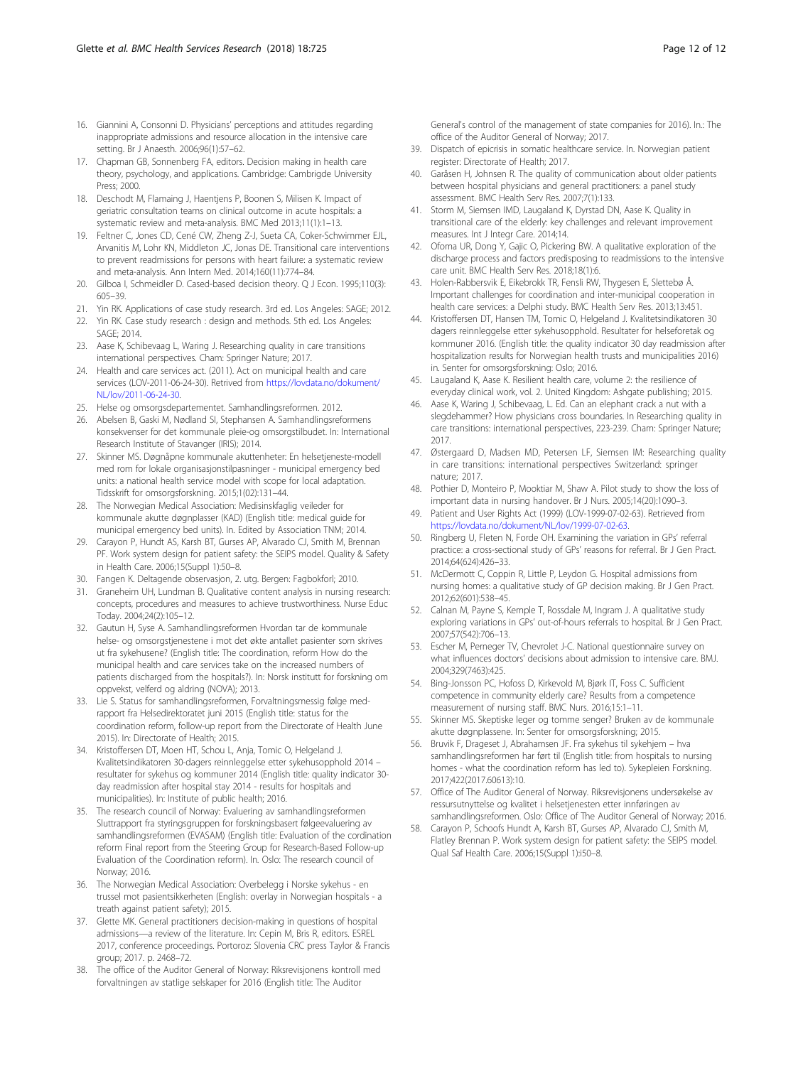16. Giannini A, Consonni D. Physicians' perceptions and attitudes regarding inappropriate admissions and resource allocation in the intensive care setting. Br J Anaesth. 2006;96(1):57–62.
17. Chapman GB, Sonnenberg FA, editors. Decision making in health care theory, psychology, and applications. Cambridge: Cambrigde University Press; 2000.
18. Deschodt M, Flamaing J, Haentjens P, Boonen S, Milisen K. Impact of geriatric consultation teams on clinical outcome in acute hospitals: a systematic review and meta-analysis. BMC Med 2013;11(1):1–13.
19. Feltner C, Jones CD, Cené CW, Zheng Z-J, Sueta CA, Coker-Schwimmer EJL, Arvanitis M, Lohr KN, Middleton JC, Jonas DE. Transitional care interventions to prevent readmissions for persons with heart failure: a systematic review and meta-analysis. Ann Intern Med. 2014;160(11):774–84.
20. Gilboa I, Schmeidler D. Cased-based decision theory. Q J Econ. 1995;110(3): 605–39.
21. Yin RK. Applications of case study research. 3rd ed. Los Angeles: SAGE; 2012.
22. Yin RK. Case study research : design and methods. 5th ed. Los Angeles: SAGE; 2014.
23. Aase K, Schibevaag L, Waring J. Researching quality in care transitions international perspectives. Cham: Springer Nature; 2017.
24. Health and care services act. (2011). Act on municipal health and care services (LOV-2011-06-24-30). Retrived from https://lovdata.no/dokument/NL/lov/2011-06-24-30.
25. Helse og omsorgsdepartementet. Samhandlingsreformen. 2012.
26. Abelsen B, Gaski M, Nødland SI, Stephansen A. Samhandlingsreformens konsekvenser for det kommunale pleie-og omsorgstilbudet. In: International Research Institute of Stavanger (IRIS); 2014.
27. Skinner MS. Døgnåpne kommunale akuttenheter: En helsetjeneste-modell med rom for lokale organisasjonstilpasninger - municipal emergency bed units: a national health service model with scope for local adaptation. Tidsskrift for omsorgsforskning. 2015;1(02):131–44.
28. The Norwegian Medical Association: Medisinskfaglig veileder for kommunale akutte døgnplasser (KAD) (English title: medical guide for municipal emergency bed units). In. Edited by Association TNM; 2014.
29. Carayon P, Hundt AS, Karsh BT, Gurses AP, Alvarado CJ, Smith M, Brennan PF. Work system design for patient safety: the SEIPS model. Quality & Safety in Health Care. 2006;15(Suppl 1):50–8.
30. Fangen K. Deltagende observasjon, 2. utg. Bergen: Fagbokforl; 2010.
31. Graneheim UH, Lundman B. Qualitative content analysis in nursing research: concepts, procedures and measures to achieve trustworthiness. Nurse Educ Today. 2004;24(2):105–12.
32. Gautun H, Syse A. Samhandlingsreformen Hvordan tar de kommunale helse- og omsorgstjenestene i mot det økte antallet pasienter som skrives ut fra sykehusene? (English title: The coordination, reform How do the municipal health and care services take on the increased numbers of patients discharged from the hospitals?). In: Norsk institutt for forskning om oppvekst, velferd og aldring (NOVA); 2013.
33. Lie S. Status for samhandlingsreformen, Forvaltningsmessig følge med-rapport fra Helsedirektoratet juni 2015 (English title: status for the coordination reform, follow-up report from the Directorate of Health June 2015). In: Directorate of Health; 2015.
34. Kristoffersen DT, Moen HT, Schou L, Anja, Tomic O, Helgeland J. Kvalitetsindikatoren 30-dagers reinnleggelse etter sykehusopphold 2014 – resultater for sykehus og kommuner 2014 (English title: quality indicator 30-day readmission after hospital stay 2014 - results for hospitals and municipalities). In: Institute of public health; 2016.
35. The research council of Norway: Evaluering av samhandlingsreformen Sluttrapport fra styringsgruppen for forskningsbasert følgeevaluering av samhandlingsreformen (EVASAM) (English title: Evaluation of the cordination reform Final report from the Steering Group for Research-Based Follow-up Evaluation of the Coordination reform). In. Oslo: The research council of Norway; 2016.
36. The Norwegian Medical Association: Overbelegg i Norske sykehus - en trussel mot pasientsikkerheten (English: overlay in Norwegian hospitals - a treath against patient safety); 2015.
37. Glette MK. General practitioners decision-making in questions of hospital admissions—a review of the literature. In: Cepin M, Bris R, editors. ESREL 2017, conference proceedings. Portoroz: Slovenia CRC press Taylor & Francis group; 2017. p. 2468–72.
38. The office of the Auditor General of Norway: Riksrevisjonens kontroll med forvaltningen av statlige selskaper for 2016 (English title: The Auditor General's control of the management of state companies for 2016). In.: The office of the Auditor General of Norway; 2017.
39. Dispatch of epicrisis in somatic healthcare service. In. Norwegian patient register: Directorate of Health; 2017.
40. Garåsen H, Johnsen R. The quality of communication about older patients between hospital physicians and general practitioners: a panel study assessment. BMC Health Serv Res. 2007;7(1):133.
41. Storm M, Siemsen IMD, Laugaland K, Dyrstad DN, Aase K. Quality in transitional care of the elderly: key challenges and relevant improvement measures. Int J Integr Care. 2014;14.
42. Ofoma UR, Dong Y, Gajic O, Pickering BW. A qualitative exploration of the discharge process and factors predisposing to readmissions to the intensive care unit. BMC Health Serv Res. 2018;18(1):6.
43. Holen-Rabbersvik E, Eikebrokk TR, Fensli RW, Thygesen E, Slettebø Å. Important challenges for coordination and inter-municipal cooperation in health care services: a Delphi study. BMC Health Serv Res. 2013;13:451.
44. Kristoffersen DT, Hansen TM, Tomic O, Helgeland J. Kvalitetsindikatoren 30 dagers reinnleggelse etter sykehusopphold. Resultater for helseforetak og kommuner 2016. (English title: the quality indicator 30 day readmission after hospitalization results for Norwegian health trusts and municipalities 2016) in. Senter for omsorgsforskning: Oslo; 2016.
45. Laugaland K, Aase K. Resilient health care, volume 2: the resilience of everyday clinical work, vol. 2. United Kingdom: Ashgate publishing; 2015.
46. Aase K, Waring J, Schibevaag, L. Ed. Can an elephant crack a nut with a slegdehammer? How physicians cross boundaries. In Researching quality in care transitions: international perspectives, 223-239. Cham: Springer Nature; 2017.
47. Østergaard D, Madsen MD, Petersen LF, Siemsen IM: Researching quality in care transitions: international perspectives Switzerland: springer nature; 2017.
48. Pothier D, Monteiro P, Mooktiar M, Shaw A. Pilot study to show the loss of important data in nursing handover. Br J Nurs. 2005;14(20):1090–3.
49. Patient and User Rights Act (1999) (LOV-1999-07-02-63). Retrieved from https://lovdata.no/dokument/NL/lov/1999-07-02-63.
50. Ringberg U, Fleten N, Forde OH. Examining the variation in GPs' referral practice: a cross-sectional study of GPs' reasons for referral. Br J Gen Pract. 2014;64(624):426–33.
51. McDermott C, Coppin R, Little P, Leydon G. Hospital admissions from nursing homes: a qualitative study of GP decision making. Br J Gen Pract. 2012;62(601):538–45.
52. Calnan M, Payne S, Kemple T, Rossdale M, Ingram J. A qualitative study exploring variations in GPs' out-of-hours referrals to hospital. Br J Gen Pract. 2007;57(542):706–13.
53. Escher M, Perneger TV, Chevrolet J-C. National questionnaire survey on what influences doctors' decisions about admission to intensive care. BMJ. 2004;329(7463):425.
54. Bing-Jonsson PC, Hofoss D, Kirkevold M, Bjørk IT, Foss C. Sufficient competence in community elderly care? Results from a competence measurement of nursing staff. BMC Nurs. 2016;15:1–11.
55. Skinner MS. Skeptiske leger og tomme senger? Bruken av de kommunale akutte døgnplassene. In: Senter for omsorgsforskning; 2015.
56. Bruvik F, Drageset J, Abrahamsen JF. Fra sykehus til sykehjem – hva samhandlingsreformen har ført til (English title: from hospitals to nursing homes - what the coordination reform has led to). Sykepleien Forskning. 2017;422(2017.60613):10.
57. Office of The Auditor General of Norway. Riksrevisjonens undersøkelse av ressursutnyttelse og kvalitet i helsetjenesten etter innføringen av samhandlingsreformen. Oslo: Office of The Auditor General of Norway; 2016.
58. Carayon P, Schoofs Hundt A, Karsh BT, Gurses AP, Alvarado CJ, Smith M, Flatley Brennan P. Work system design for patient safety: the SEIPS model. Qual Saf Health Care. 2006;15(Suppl 1):i50–8.